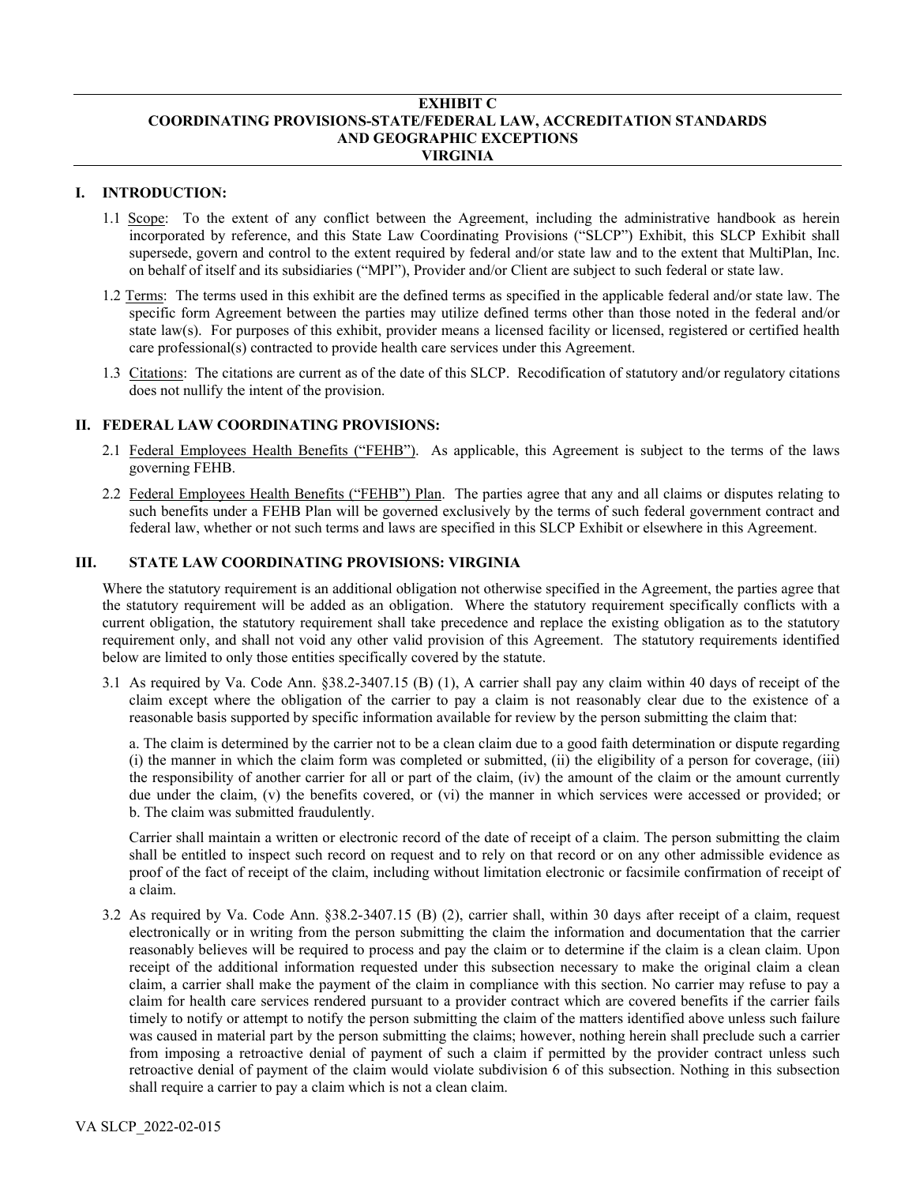# EXHIBIT C
# COORDINATING PROVISIONS-STATE/FEDERAL LAW, ACCREDITATION STANDARDS AND GEOGRAPHIC EXCEPTIONS
# VIRGINIA

## I. INTRODUCTION:

1.1 Scope: To the extent of any conflict between the Agreement, including the administrative handbook as herein incorporated by reference, and this State Law Coordinating Provisions ("SLCP") Exhibit, this SLCP Exhibit shall supersede, govern and control to the extent required by federal and/or state law and to the extent that MultiPlan, Inc. on behalf of itself and its subsidiaries ("MPI"), Provider and/or Client are subject to such federal or state law.

1.2 Terms: The terms used in this exhibit are the defined terms as specified in the applicable federal and/or state law. The specific form Agreement between the parties may utilize defined terms other than those noted in the federal and/or state law(s). For purposes of this exhibit, provider means a licensed facility or licensed, registered or certified health care professional(s) contracted to provide health care services under this Agreement.

1.3 Citations: The citations are current as of the date of this SLCP. Recodification of statutory and/or regulatory citations does not nullify the intent of the provision.

## II. FEDERAL LAW COORDINATING PROVISIONS:

2.1 Federal Employees Health Benefits ("FEHB"). As applicable, this Agreement is subject to the terms of the laws governing FEHB.

2.2 Federal Employees Health Benefits ("FEHB") Plan. The parties agree that any and all claims or disputes relating to such benefits under a FEHB Plan will be governed exclusively by the terms of such federal government contract and federal law, whether or not such terms and laws are specified in this SLCP Exhibit or elsewhere in this Agreement.

## III. STATE LAW COORDINATING PROVISIONS: VIRGINIA

Where the statutory requirement is an additional obligation not otherwise specified in the Agreement, the parties agree that the statutory requirement will be added as an obligation. Where the statutory requirement specifically conflicts with a current obligation, the statutory requirement shall take precedence and replace the existing obligation as to the statutory requirement only, and shall not void any other valid provision of this Agreement. The statutory requirements identified below are limited to only those entities specifically covered by the statute.

3.1 As required by Va. Code Ann. §38.2-3407.15 (B) (1), A carrier shall pay any claim within 40 days of receipt of the claim except where the obligation of the carrier to pay a claim is not reasonably clear due to the existence of a reasonable basis supported by specific information available for review by the person submitting the claim that:

a. The claim is determined by the carrier not to be a clean claim due to a good faith determination or dispute regarding (i) the manner in which the claim form was completed or submitted, (ii) the eligibility of a person for coverage, (iii) the responsibility of another carrier for all or part of the claim, (iv) the amount of the claim or the amount currently due under the claim, (v) the benefits covered, or (vi) the manner in which services were accessed or provided; or
b. The claim was submitted fraudulently.

Carrier shall maintain a written or electronic record of the date of receipt of a claim. The person submitting the claim shall be entitled to inspect such record on request and to rely on that record or on any other admissible evidence as proof of the fact of receipt of the claim, including without limitation electronic or facsimile confirmation of receipt of a claim.

3.2 As required by Va. Code Ann. §38.2-3407.15 (B) (2), carrier shall, within 30 days after receipt of a claim, request electronically or in writing from the person submitting the claim the information and documentation that the carrier reasonably believes will be required to process and pay the claim or to determine if the claim is a clean claim. Upon receipt of the additional information requested under this subsection necessary to make the original claim a clean claim, a carrier shall make the payment of the claim in compliance with this section. No carrier may refuse to pay a claim for health care services rendered pursuant to a provider contract which are covered benefits if the carrier fails timely to notify or attempt to notify the person submitting the claim of the matters identified above unless such failure was caused in material part by the person submitting the claims; however, nothing herein shall preclude such a carrier from imposing a retroactive denial of payment of such a claim if permitted by the provider contract unless such retroactive denial of payment of the claim would violate subdivision 6 of this subsection. Nothing in this subsection shall require a carrier to pay a claim which is not a clean claim.

VA SLCP_2022-02-015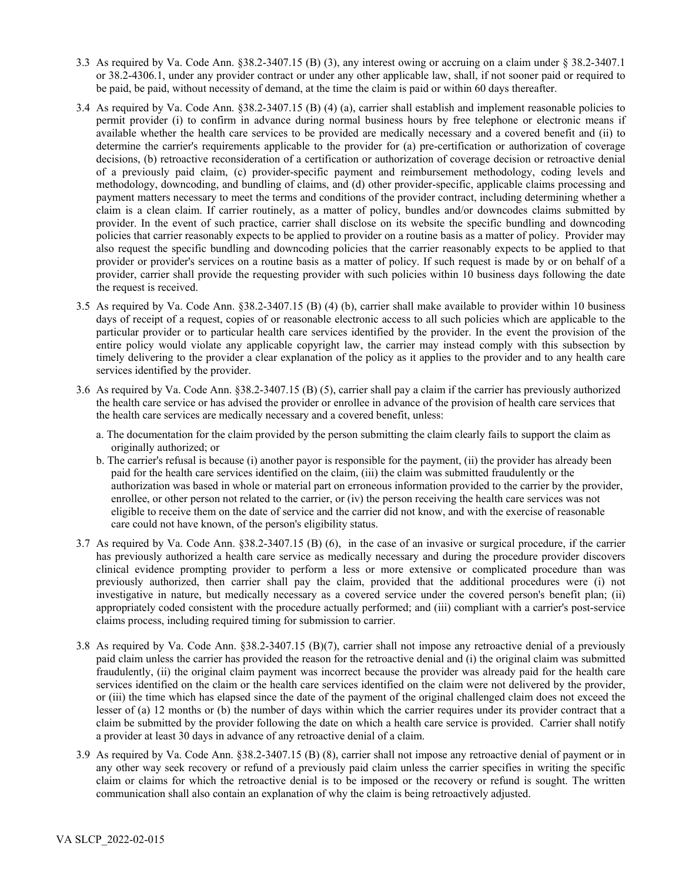3.3 As required by Va. Code Ann. §38.2-3407.15 (B) (3), any interest owing or accruing on a claim under § 38.2-3407.1 or 38.2-4306.1, under any provider contract or under any other applicable law, shall, if not sooner paid or required to be paid, be paid, without necessity of demand, at the time the claim is paid or within 60 days thereafter.

3.4 As required by Va. Code Ann. §38.2-3407.15 (B) (4) (a), carrier shall establish and implement reasonable policies to permit provider (i) to confirm in advance during normal business hours by free telephone or electronic means if available whether the health care services to be provided are medically necessary and a covered benefit and (ii) to determine the carrier's requirements applicable to the provider for (a) pre-certification or authorization of coverage decisions, (b) retroactive reconsideration of a certification or authorization of coverage decision or retroactive denial of a previously paid claim, (c) provider-specific payment and reimbursement methodology, coding levels and methodology, downcoding, and bundling of claims, and (d) other provider-specific, applicable claims processing and payment matters necessary to meet the terms and conditions of the provider contract, including determining whether a claim is a clean claim. If carrier routinely, as a matter of policy, bundles and/or downcodes claims submitted by provider. In the event of such practice, carrier shall disclose on its website the specific bundling and downcoding policies that carrier reasonably expects to be applied to provider on a routine basis as a matter of policy. Provider may also request the specific bundling and downcoding policies that the carrier reasonably expects to be applied to that provider or provider's services on a routine basis as a matter of policy. If such request is made by or on behalf of a provider, carrier shall provide the requesting provider with such policies within 10 business days following the date the request is received.

3.5 As required by Va. Code Ann. §38.2-3407.15 (B) (4) (b), carrier shall make available to provider within 10 business days of receipt of a request, copies of or reasonable electronic access to all such policies which are applicable to the particular provider or to particular health care services identified by the provider. In the event the provision of the entire policy would violate any applicable copyright law, the carrier may instead comply with this subsection by timely delivering to the provider a clear explanation of the policy as it applies to the provider and to any health care services identified by the provider.

3.6 As required by Va. Code Ann. §38.2-3407.15 (B) (5), carrier shall pay a claim if the carrier has previously authorized the health care service or has advised the provider or enrollee in advance of the provision of health care services that the health care services are medically necessary and a covered benefit, unless:

   a. The documentation for the claim provided by the person submitting the claim clearly fails to support the claim as originally authorized; or

   b. The carrier's refusal is because (i) another payor is responsible for the payment, (ii) the provider has already been paid for the health care services identified on the claim, (iii) the claim was submitted fraudulently or the authorization was based in whole or material part on erroneous information provided to the carrier by the provider, enrollee, or other person not related to the carrier, or (iv) the person receiving the health care services was not eligible to receive them on the date of service and the carrier did not know, and with the exercise of reasonable care could not have known, of the person's eligibility status.

3.7 As required by Va. Code Ann. §38.2-3407.15 (B) (6), in the case of an invasive or surgical procedure, if the carrier has previously authorized a health care service as medically necessary and during the procedure provider discovers clinical evidence prompting provider to perform a less or more extensive or complicated procedure than was previously authorized, then carrier shall pay the claim, provided that the additional procedures were (i) not investigative in nature, but medically necessary as a covered service under the covered person's benefit plan; (ii) appropriately coded consistent with the procedure actually performed; and (iii) compliant with a carrier's post-service claims process, including required timing for submission to carrier.

3.8 As required by Va. Code Ann. §38.2-3407.15 (B)(7), carrier shall not impose any retroactive denial of a previously paid claim unless the carrier has provided the reason for the retroactive denial and (i) the original claim was submitted fraudulently, (ii) the original claim payment was incorrect because the provider was already paid for the health care services identified on the claim or the health care services identified on the claim were not delivered by the provider, or (iii) the time which has elapsed since the date of the payment of the original challenged claim does not exceed the lesser of (a) 12 months or (b) the number of days within which the carrier requires under its provider contract that a claim be submitted by the provider following the date on which a health care service is provided. Carrier shall notify a provider at least 30 days in advance of any retroactive denial of a claim.

3.9 As required by Va. Code Ann. §38.2-3407.15 (B) (8), carrier shall not impose any retroactive denial of payment or in any other way seek recovery or refund of a previously paid claim unless the carrier specifies in writing the specific claim or claims for which the retroactive denial is to be imposed or the recovery or refund is sought. The written communication shall also contain an explanation of why the claim is being retroactively adjusted.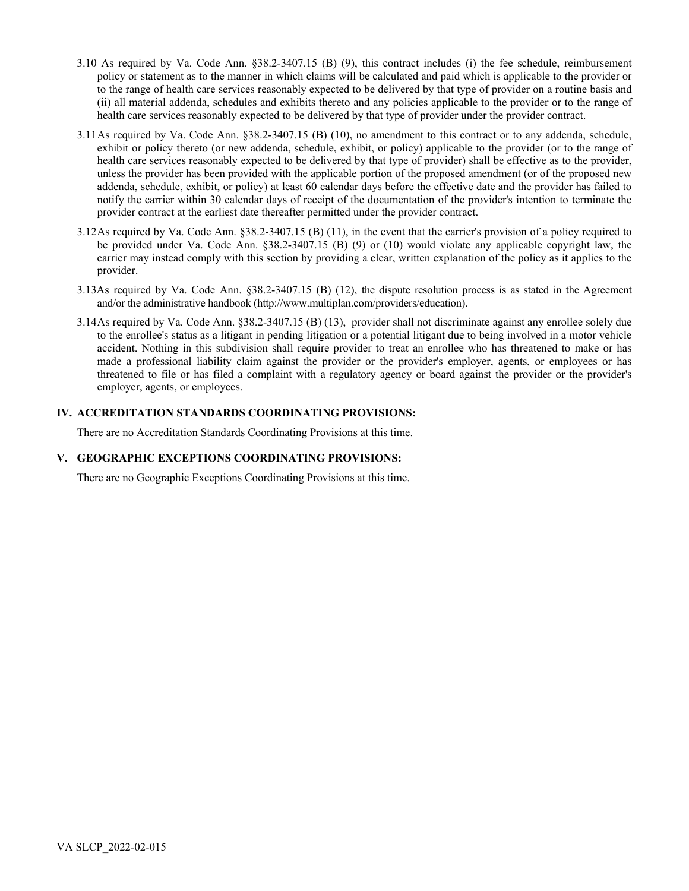3.10 As required by Va. Code Ann. §38.2-3407.15 (B) (9), this contract includes (i) the fee schedule, reimbursement policy or statement as to the manner in which claims will be calculated and paid which is applicable to the provider or to the range of health care services reasonably expected to be delivered by that type of provider on a routine basis and (ii) all material addenda, schedules and exhibits thereto and any policies applicable to the provider or to the range of health care services reasonably expected to be delivered by that type of provider under the provider contract.

3.11 As required by Va. Code Ann. §38.2-3407.15 (B) (10), no amendment to this contract or to any addenda, schedule, exhibit or policy thereto (or new addenda, schedule, exhibit, or policy) applicable to the provider (or to the range of health care services reasonably expected to be delivered by that type of provider) shall be effective as to the provider, unless the provider has been provided with the applicable portion of the proposed amendment (or of the proposed new addenda, schedule, exhibit, or policy) at least 60 calendar days before the effective date and the provider has failed to notify the carrier within 30 calendar days of receipt of the documentation of the provider's intention to terminate the provider contract at the earliest date thereafter permitted under the provider contract.

3.12 As required by Va. Code Ann. §38.2-3407.15 (B) (11), in the event that the carrier's provision of a policy required to be provided under Va. Code Ann. §38.2-3407.15 (B) (9) or (10) would violate any applicable copyright law, the carrier may instead comply with this section by providing a clear, written explanation of the policy as it applies to the provider.

3.13 As required by Va. Code Ann. §38.2-3407.15 (B) (12), the dispute resolution process is as stated in the Agreement and/or the administrative handbook (http://www.multiplan.com/providers/education).

3.14 As required by Va. Code Ann. §38.2-3407.15 (B) (13), provider shall not discriminate against any enrollee solely due to the enrollee's status as a litigant in pending litigation or a potential litigant due to being involved in a motor vehicle accident. Nothing in this subdivision shall require provider to treat an enrollee who has threatened to make or has made a professional liability claim against the provider or the provider's employer, agents, or employees or has threatened to file or has filed a complaint with a regulatory agency or board against the provider or the provider's employer, agents, or employees.

## IV. ACCREDITATION STANDARDS COORDINATING PROVISIONS:

There are no Accreditation Standards Coordinating Provisions at this time.

## V. GEOGRAPHIC EXCEPTIONS COORDINATING PROVISIONS:

There are no Geographic Exceptions Coordinating Provisions at this time.